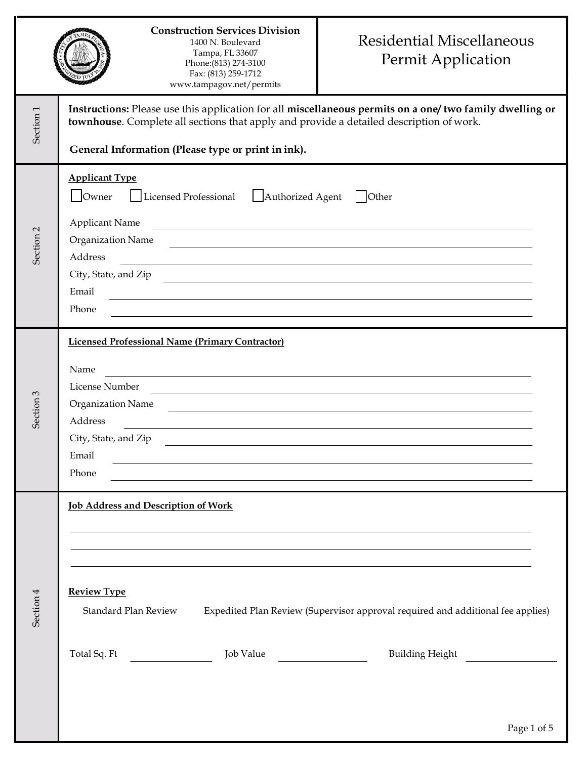**Construction Services Division**
1400 N. Boulevard
Tampa, FL 33607
Phone:(813) 274-3100
Fax: (813) 259-1712
www.tampagov.net/permits

# Residential Miscellaneous Permit Application

## Section 1

**Instructions:** Please use this application for all **miscellaneous permits on a one/ two family dwelling or townhouse**. Complete all sections that apply and provide a detailed description of work.

**General Information (Please type or print in ink).**

## Section 2

**Applicant Type**

☐ Owner ☐ Licensed Professional ☐ Authorized Agent ☐ Other

Applicant Name \_\_\_\_\_\_\_\_\_\_\_\_\_\_\_\_\_\_\_\_\_\_\_\_\_\_\_\_\_\_\_\_

Organization Name \_\_\_\_\_\_\_\_\_\_\_\_\_\_\_\_\_\_\_\_\_\_\_\_\_\_\_\_\_\_\_\_

Address \_\_\_\_\_\_\_\_\_\_\_\_\_\_\_\_\_\_\_\_\_\_\_\_\_\_\_\_\_\_\_\_

City, State, and Zip \_\_\_\_\_\_\_\_\_\_\_\_\_\_\_\_\_\_\_\_\_\_\_\_\_\_\_\_\_\_\_\_

Email \_\_\_\_\_\_\_\_\_\_\_\_\_\_\_\_\_\_\_\_\_\_\_\_\_\_\_\_\_\_\_\_

Phone \_\_\_\_\_\_\_\_\_\_\_\_\_\_\_\_\_\_\_\_\_\_\_\_\_\_\_\_\_\_\_\_

## Section 3

**Licensed Professional Name (Primary Contractor)**

Name \_\_\_\_\_\_\_\_\_\_\_\_\_\_\_\_\_\_\_\_\_\_\_\_\_\_\_\_\_\_\_\_

License Number \_\_\_\_\_\_\_\_\_\_\_\_\_\_\_\_\_\_\_\_\_\_\_\_\_\_\_\_\_\_\_\_

Organization Name \_\_\_\_\_\_\_\_\_\_\_\_\_\_\_\_\_\_\_\_\_\_\_\_\_\_\_\_\_\_\_\_

Address \_\_\_\_\_\_\_\_\_\_\_\_\_\_\_\_\_\_\_\_\_\_\_\_\_\_\_\_\_\_\_\_

City, State, and Zip \_\_\_\_\_\_\_\_\_\_\_\_\_\_\_\_\_\_\_\_\_\_\_\_\_\_\_\_\_\_\_\_

Email \_\_\_\_\_\_\_\_\_\_\_\_\_\_\_\_\_\_\_\_\_\_\_\_\_\_\_\_\_\_\_\_

Phone \_\_\_\_\_\_\_\_\_\_\_\_\_\_\_\_\_\_\_\_\_\_\_\_\_\_\_\_\_\_\_\_

## Section 4

**Job Address and Description of Work**

\_\_\_\_\_\_\_\_\_\_\_\_\_\_\_\_\_\_\_\_\_\_\_\_\_\_\_\_\_\_\_\_

\_\_\_\_\_\_\_\_\_\_\_\_\_\_\_\_\_\_\_\_\_\_\_\_\_\_\_\_\_\_\_\_

\_\_\_\_\_\_\_\_\_\_\_\_\_\_\_\_\_\_\_\_\_\_\_\_\_\_\_\_\_\_\_\_

**Review Type**

Standard Plan Review Expedited Plan Review (Supervisor approval required and additional fee applies)

Total Sq. Ft \_\_\_\_\_\_\_\_\_\_ Job Value \_\_\_\_\_\_\_\_\_\_ Building Height \_\_\_\_\_\_\_\_\_\_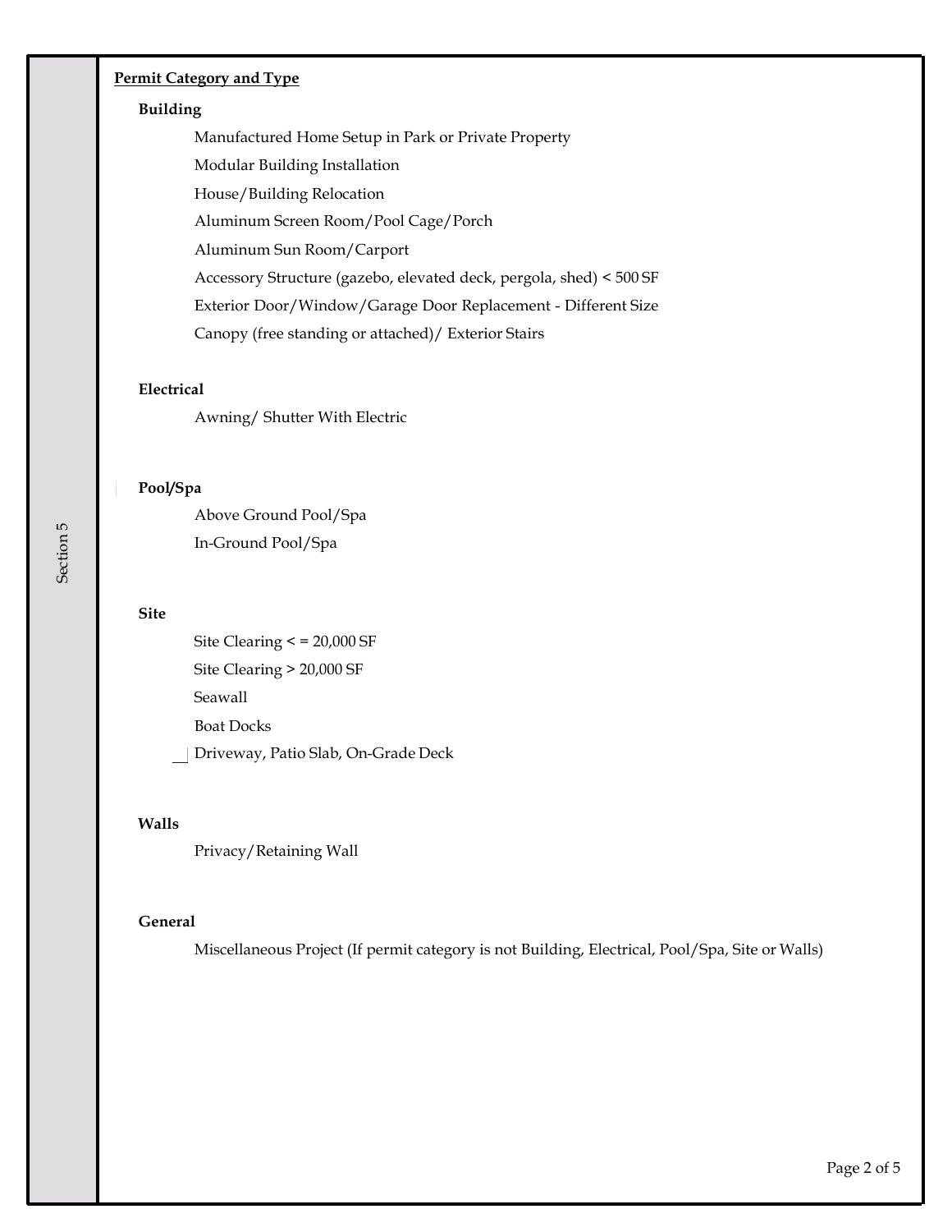**Permit Category and Type**

**Building**

- Manufactured Home Setup in Park or Private Property
- Modular Building Installation
- House/Building Relocation
- Aluminum Screen Room/Pool Cage/Porch
- Aluminum Sun Room/Carport
- Accessory Structure (gazebo, elevated deck, pergola, shed) < 500 SF
- Exterior Door/Window/Garage Door Replacement - Different Size
- Canopy (free standing or attached)/ Exterior Stairs

**Electrical**

- Awning/ Shutter With Electric

**Pool/Spa**

- Above Ground Pool/Spa
- In-Ground Pool/Spa

**Site**

- Site Clearing < = 20,000 SF
- Site Clearing > 20,000 SF
- Seawall
- Boat Docks
- Driveway, Patio Slab, On-Grade Deck

**Walls**

- Privacy/Retaining Wall

**General**

- Miscellaneous Project (If permit category is not Building, Electrical, Pool/Spa, Site or Walls)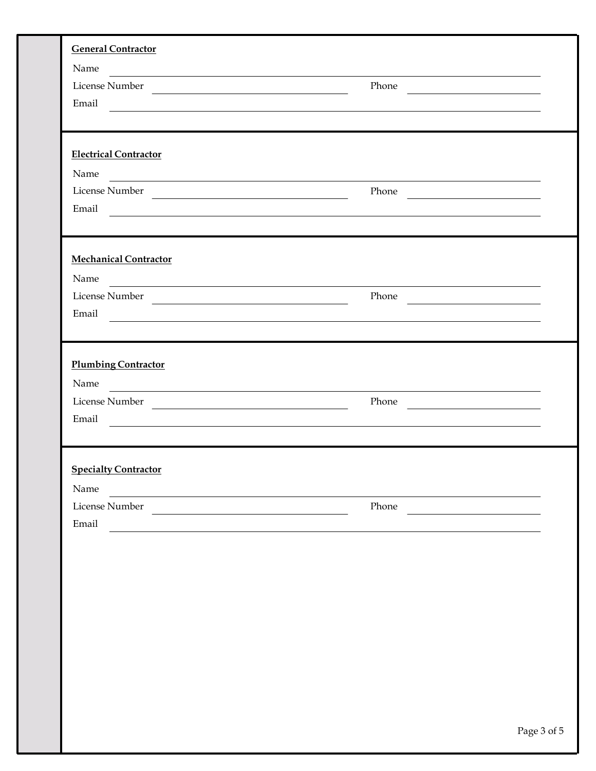**General Contractor**

Name \_\_\_\_\_\_\_\_\_\_\_\_\_\_\_\_\_\_\_\_\_\_\_\_\_\_\_\_\_\_\_\_\_\_\_\_\_\_\_\_

License Number \_\_\_\_\_\_\_\_\_\_\_\_\_\_\_\_\_\_\_\_ Phone \_\_\_\_\_\_\_\_\_\_\_\_\_\_\_\_

Email \_\_\_\_\_\_\_\_\_\_\_\_\_\_\_\_\_\_\_\_\_\_\_\_\_\_\_\_\_\_\_\_\_\_\_\_\_\_\_\_

**Electrical Contractor**

Name \_\_\_\_\_\_\_\_\_\_\_\_\_\_\_\_\_\_\_\_\_\_\_\_\_\_\_\_\_\_\_\_\_\_\_\_\_\_\_\_

License Number \_\_\_\_\_\_\_\_\_\_\_\_\_\_\_\_\_\_\_\_ Phone \_\_\_\_\_\_\_\_\_\_\_\_\_\_\_\_

Email \_\_\_\_\_\_\_\_\_\_\_\_\_\_\_\_\_\_\_\_\_\_\_\_\_\_\_\_\_\_\_\_\_\_\_\_\_\_\_\_

**Mechanical Contractor**

Name \_\_\_\_\_\_\_\_\_\_\_\_\_\_\_\_\_\_\_\_\_\_\_\_\_\_\_\_\_\_\_\_\_\_\_\_\_\_\_\_

License Number \_\_\_\_\_\_\_\_\_\_\_\_\_\_\_\_\_\_\_\_ Phone \_\_\_\_\_\_\_\_\_\_\_\_\_\_\_\_

Email \_\_\_\_\_\_\_\_\_\_\_\_\_\_\_\_\_\_\_\_\_\_\_\_\_\_\_\_\_\_\_\_\_\_\_\_\_\_\_\_

**Plumbing Contractor**

Name \_\_\_\_\_\_\_\_\_\_\_\_\_\_\_\_\_\_\_\_\_\_\_\_\_\_\_\_\_\_\_\_\_\_\_\_\_\_\_\_

License Number \_\_\_\_\_\_\_\_\_\_\_\_\_\_\_\_\_\_\_\_ Phone \_\_\_\_\_\_\_\_\_\_\_\_\_\_\_\_

Email \_\_\_\_\_\_\_\_\_\_\_\_\_\_\_\_\_\_\_\_\_\_\_\_\_\_\_\_\_\_\_\_\_\_\_\_\_\_\_\_

**Specialty Contractor**

Name \_\_\_\_\_\_\_\_\_\_\_\_\_\_\_\_\_\_\_\_\_\_\_\_\_\_\_\_\_\_\_\_\_\_\_\_\_\_\_\_

License Number \_\_\_\_\_\_\_\_\_\_\_\_\_\_\_\_\_\_\_\_ Phone \_\_\_\_\_\_\_\_\_\_\_\_\_\_\_\_

Email \_\_\_\_\_\_\_\_\_\_\_\_\_\_\_\_\_\_\_\_\_\_\_\_\_\_\_\_\_\_\_\_\_\_\_\_\_\_\_\_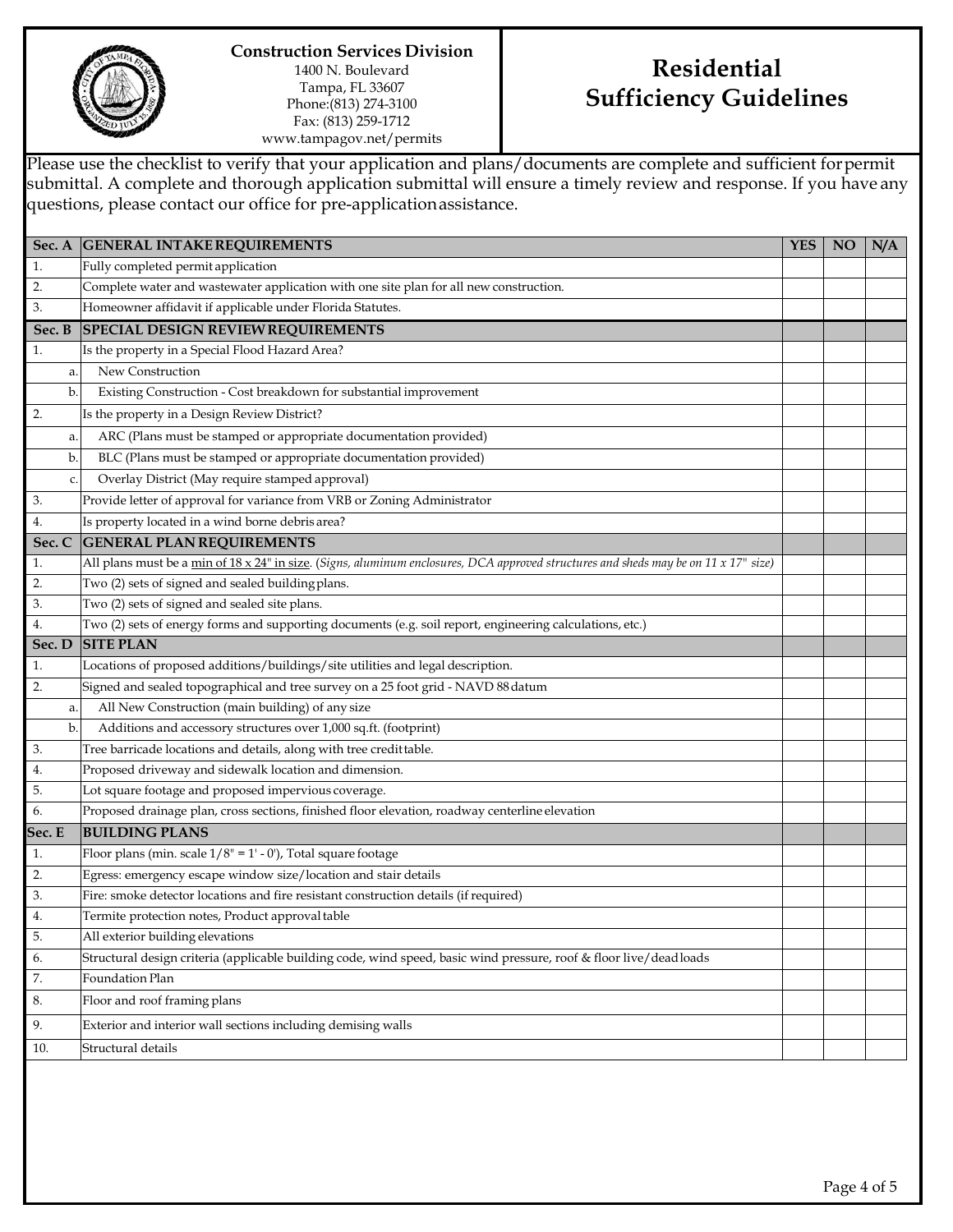**Construction Services Division**
1400 N. Boulevard
Tampa, FL 33607
Phone:(813) 274-3100
Fax: (813) 259-1712
www.tampagov.net/permits

# Residential Sufficiency Guidelines

Please use the checklist to verify that your application and plans/documents are complete and sufficient for permit submittal. A complete and thorough application submittal will ensure a timely review and response. If you have any questions, please contact our office for pre-application assistance.

| Sec. A | GENERAL INTAKE REQUIREMENTS | YES | NO | N/A |
|---|---|---|---|---|
| 1. | Fully completed permit application | | | |
| 2. | Complete water and wastewater application with one site plan for all new construction. | | | |
| 3. | Homeowner affidavit if applicable under Florida Statutes. | | | |
| **Sec. B** | **SPECIAL DESIGN REVIEW REQUIREMENTS** | | | |
| 1. | Is the property in a Special Flood Hazard Area? | | | |
| a. | New Construction | | | |
| b. | Existing Construction - Cost breakdown for substantial improvement | | | |
| 2. | Is the property in a Design Review District? | | | |
| a. | ARC (Plans must be stamped or appropriate documentation provided) | | | |
| b. | BLC (Plans must be stamped or appropriate documentation provided) | | | |
| c. | Overlay District (May require stamped approval) | | | |
| 3. | Provide letter of approval for variance from VRB or Zoning Administrator | | | |
| 4. | Is property located in a wind borne debris area? | | | |
| **Sec. C** | **GENERAL PLAN REQUIREMENTS** | | | |
| 1. | All plans must be a min of 18 x 24" in size. (*Signs, aluminum enclosures, DCA approved structures and sheds may be on 11 x 17" size)* | | | |
| 2. | Two (2) sets of signed and sealed building plans. | | | |
| 3. | Two (2) sets of signed and sealed site plans. | | | |
| 4. | Two (2) sets of energy forms and supporting documents (e.g. soil report, engineering calculations, etc.) | | | |
| **Sec. D** | **SITE PLAN** | | | |
| 1. | Locations of proposed additions/buildings/site utilities and legal description. | | | |
| 2. | Signed and sealed topographical and tree survey on a 25 foot grid - NAVD 88 datum | | | |
| a. | All New Construction (main building) of any size | | | |
| b. | Additions and accessory structures over 1,000 sq.ft. (footprint) | | | |
| 3. | Tree barricade locations and details, along with tree credit table. | | | |
| 4. | Proposed driveway and sidewalk location and dimension. | | | |
| 5. | Lot square footage and proposed impervious coverage. | | | |
| 6. | Proposed drainage plan, cross sections, finished floor elevation, roadway centerline elevation | | | |
| **Sec. E** | **BUILDING PLANS** | | | |
| 1. | Floor plans (min. scale 1/8" = 1' - 0'), Total square footage | | | |
| 2. | Egress: emergency escape window size/location and stair details | | | |
| 3. | Fire: smoke detector locations and fire resistant construction details (if required) | | | |
| 4. | Termite protection notes, Product approval table | | | |
| 5. | All exterior building elevations | | | |
| 6. | Structural design criteria (applicable building code, wind speed, basic wind pressure, roof & floor live/dead loads | | | |
| 7. | Foundation Plan | | | |
| 8. | Floor and roof framing plans | | | |
| 9. | Exterior and interior wall sections including demising walls | | | |
| 10. | Structural details | | | |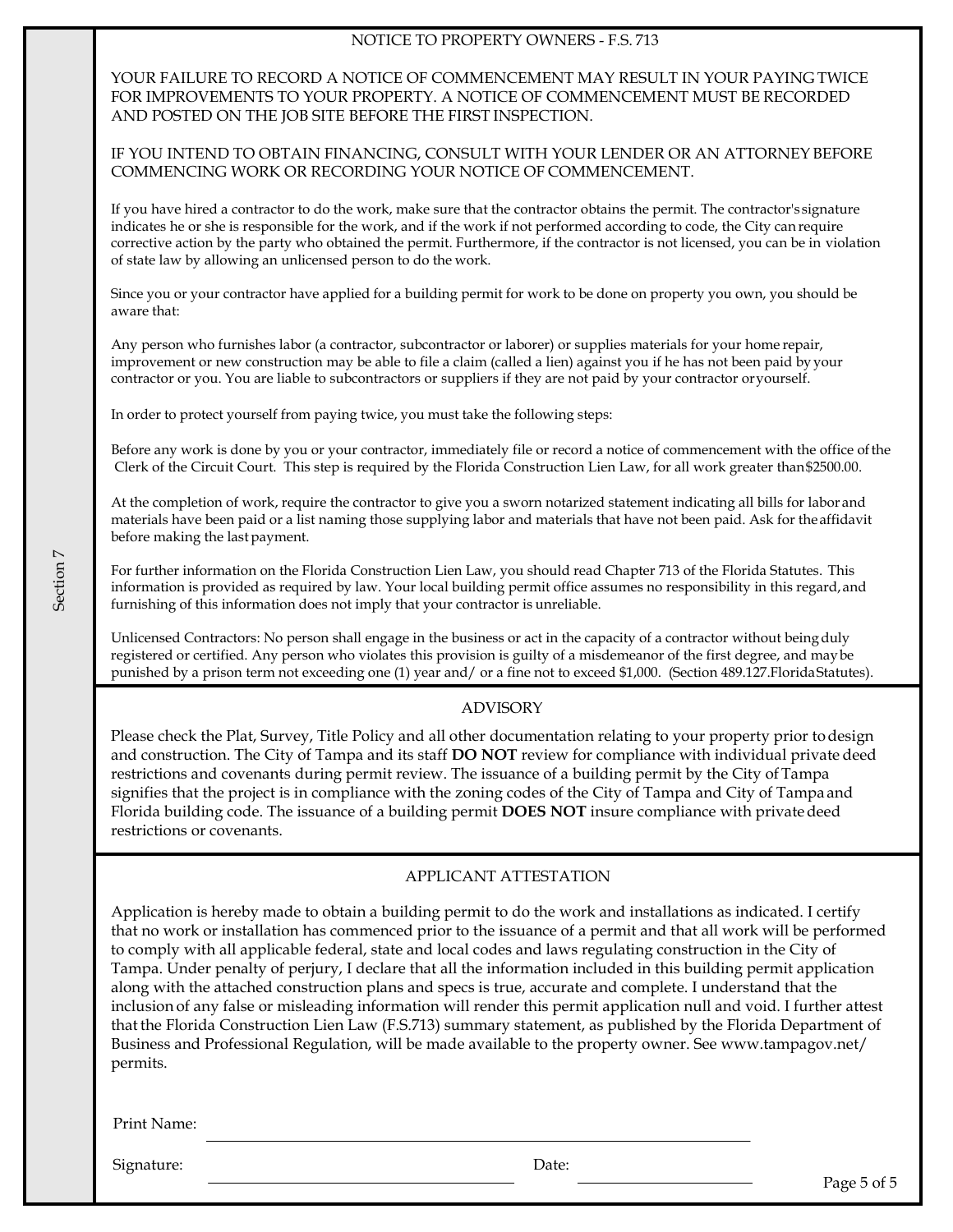Section 7

## NOTICE TO PROPERTY OWNERS - F.S. 713

YOUR FAILURE TO RECORD A NOTICE OF COMMENCEMENT MAY RESULT IN YOUR PAYING TWICE FOR IMPROVEMENTS TO YOUR PROPERTY. A NOTICE OF COMMENCEMENT MUST BE RECORDED AND POSTED ON THE JOB SITE BEFORE THE FIRST INSPECTION.

IF YOU INTEND TO OBTAIN FINANCING, CONSULT WITH YOUR LENDER OR AN ATTORNEY BEFORE COMMENCING WORK OR RECORDING YOUR NOTICE OF COMMENCEMENT.

If you have hired a contractor to do the work, make sure that the contractor obtains the permit. The contractor's signature indicates he or she is responsible for the work, and if the work if not performed according to code, the City can require corrective action by the party who obtained the permit. Furthermore, if the contractor is not licensed, you can be in violation of state law by allowing an unlicensed person to do the work.

Since you or your contractor have applied for a building permit for work to be done on property you own, you should be aware that:

Any person who furnishes labor (a contractor, subcontractor or laborer) or supplies materials for your home repair, improvement or new construction may be able to file a claim (called a lien) against you if he has not been paid by your contractor or you. You are liable to subcontractors or suppliers if they are not paid by your contractor or yourself.

In order to protect yourself from paying twice, you must take the following steps:

Before any work is done by you or your contractor, immediately file or record a notice of commencement with the office of the Clerk of the Circuit Court. This step is required by the Florida Construction Lien Law, for all work greater than $2500.00.

At the completion of work, require the contractor to give you a sworn notarized statement indicating all bills for labor and materials have been paid or a list naming those supplying labor and materials that have not been paid. Ask for the affidavit before making the last payment.

For further information on the Florida Construction Lien Law, you should read Chapter 713 of the Florida Statutes. This information is provided as required by law. Your local building permit office assumes no responsibility in this regard, and furnishing of this information does not imply that your contractor is unreliable.

Unlicensed Contractors: No person shall engage in the business or act in the capacity of a contractor without being duly registered or certified. Any person who violates this provision is guilty of a misdemeanor of the first degree, and may be punished by a prison term not exceeding one (1) year and/ or a fine not to exceed $1,000. (Section 489.127.Florida Statutes).

## ADVISORY

Please check the Plat, Survey, Title Policy and all other documentation relating to your property prior to design and construction. The City of Tampa and its staff **DO NOT** review for compliance with individual private deed restrictions and covenants during permit review. The issuance of a building permit by the City of Tampa signifies that the project is in compliance with the zoning codes of the City of Tampa and City of Tampa and Florida building code. The issuance of a building permit **DOES NOT** insure compliance with private deed restrictions or covenants.

## APPLICANT ATTESTATION

Application is hereby made to obtain a building permit to do the work and installations as indicated. I certify that no work or installation has commenced prior to the issuance of a permit and that all work will be performed to comply with all applicable federal, state and local codes and laws regulating construction in the City of Tampa. Under penalty of perjury, I declare that all the information included in this building permit application along with the attached construction plans and specs is true, accurate and complete. I understand that the inclusion of any false or misleading information will render this permit application null and void. I further attest that the Florida Construction Lien Law (F.S.713) summary statement, as published by the Florida Department of Business and Professional Regulation, will be made available to the property owner. See www.tampagov.net/permits.

Print Name: ______________________________

Signature: ______________________________ Date: ______________